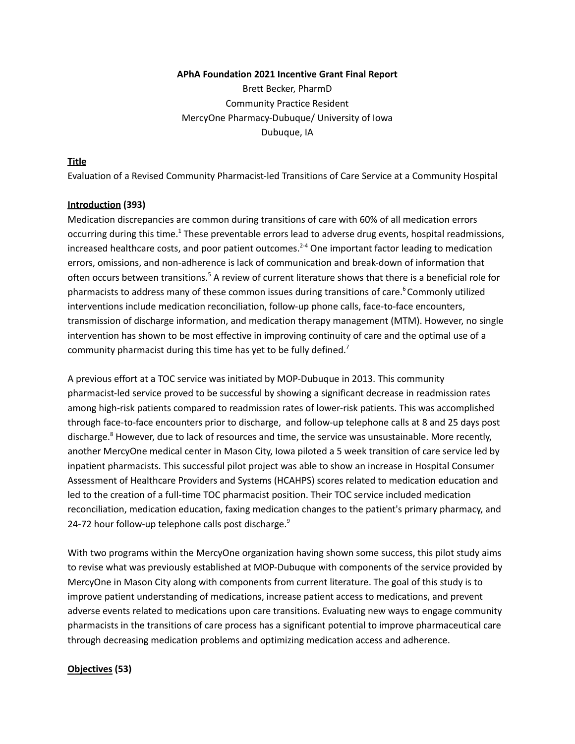**APhA Foundation 2021 Incentive Grant Final Report**

Brett Becker, PharmD
Community Practice Resident
MercyOne Pharmacy-Dubuque/ University of Iowa
Dubuque, IA

## Title

Evaluation of a Revised Community Pharmacist-led Transitions of Care Service at a Community Hospital

## Introduction (393)

Medication discrepancies are common during transitions of care with 60% of all medication errors occurring during this time.[1] These preventable errors lead to adverse drug events, hospital readmissions, increased healthcare costs, and poor patient outcomes.[2-4] One important factor leading to medication errors, omissions, and non-adherence is lack of communication and break-down of information that often occurs between transitions.[5] A review of current literature shows that there is a beneficial role for pharmacists to address many of these common issues during transitions of care.[6] Commonly utilized interventions include medication reconciliation, follow-up phone calls, face-to-face encounters, transmission of discharge information, and medication therapy management (MTM). However, no single intervention has shown to be most effective in improving continuity of care and the optimal use of a community pharmacist during this time has yet to be fully defined.[7]

A previous effort at a TOC service was initiated by MOP-Dubuque in 2013. This community pharmacist-led service proved to be successful by showing a significant decrease in readmission rates among high-risk patients compared to readmission rates of lower-risk patients. This was accomplished through face-to-face encounters prior to discharge, and follow-up telephone calls at 8 and 25 days post discharge.[8] However, due to lack of resources and time, the service was unsustainable. More recently, another MercyOne medical center in Mason City, Iowa piloted a 5 week transition of care service led by inpatient pharmacists. This successful pilot project was able to show an increase in Hospital Consumer Assessment of Healthcare Providers and Systems (HCAHPS) scores related to medication education and led to the creation of a full-time TOC pharmacist position. Their TOC service included medication reconciliation, medication education, faxing medication changes to the patient's primary pharmacy, and 24-72 hour follow-up telephone calls post discharge.[9]

With two programs within the MercyOne organization having shown some success, this pilot study aims to revise what was previously established at MOP-Dubuque with components of the service provided by MercyOne in Mason City along with components from current literature. The goal of this study is to improve patient understanding of medications, increase patient access to medications, and prevent adverse events related to medications upon care transitions. Evaluating new ways to engage community pharmacists in the transitions of care process has a significant potential to improve pharmaceutical care through decreasing medication problems and optimizing medication access and adherence.

## Objectives (53)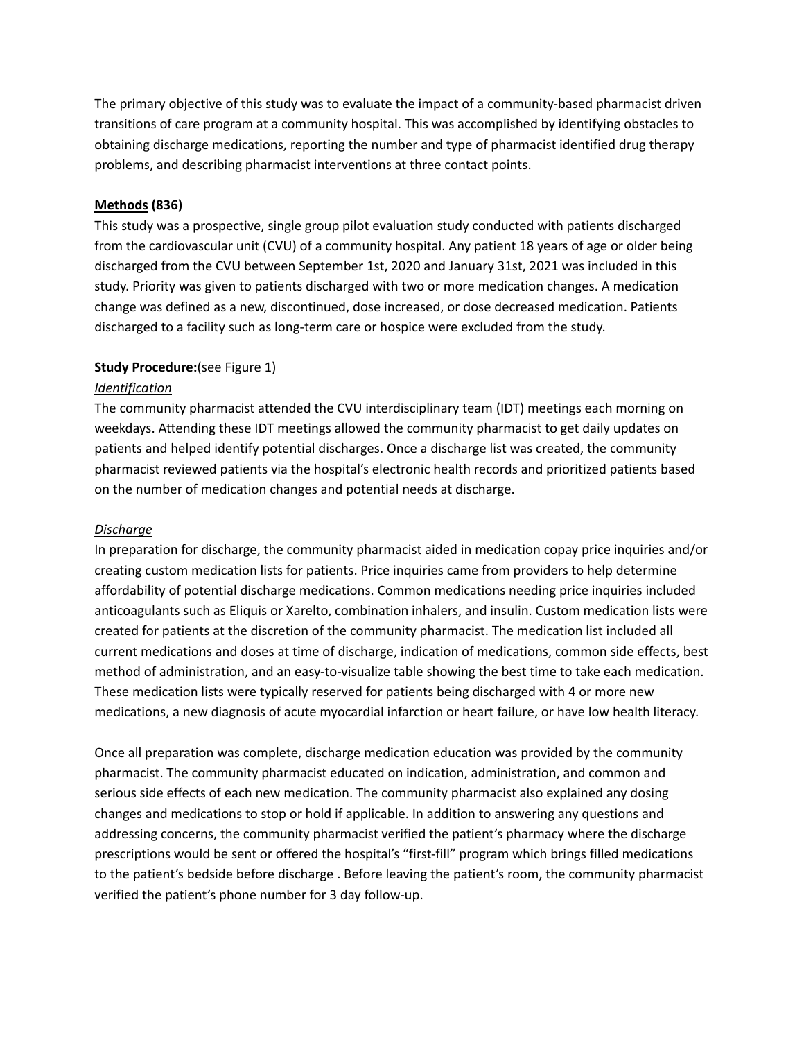The primary objective of this study was to evaluate the impact of a community-based pharmacist driven transitions of care program at a community hospital. This was accomplished by identifying obstacles to obtaining discharge medications, reporting the number and type of pharmacist identified drug therapy problems, and describing pharmacist interventions at three contact points.

**Methods (836)**

This study was a prospective, single group pilot evaluation study conducted with patients discharged from the cardiovascular unit (CVU) of a community hospital. Any patient 18 years of age or older being discharged from the CVU between September 1st, 2020 and January 31st, 2021 was included in this study. Priority was given to patients discharged with two or more medication changes. A medication change was defined as a new, discontinued, dose increased, or dose decreased medication. Patients discharged to a facility such as long-term care or hospice were excluded from the study.

**Study Procedure:**(see Figure 1)

*Identification*

The community pharmacist attended the CVU interdisciplinary team (IDT) meetings each morning on weekdays. Attending these IDT meetings allowed the community pharmacist to get daily updates on patients and helped identify potential discharges. Once a discharge list was created, the community pharmacist reviewed patients via the hospital's electronic health records and prioritized patients based on the number of medication changes and potential needs at discharge.

*Discharge*

In preparation for discharge, the community pharmacist aided in medication copay price inquiries and/or creating custom medication lists for patients. Price inquiries came from providers to help determine affordability of potential discharge medications. Common medications needing price inquiries included anticoagulants such as Eliquis or Xarelto, combination inhalers, and insulin. Custom medication lists were created for patients at the discretion of the community pharmacist. The medication list included all current medications and doses at time of discharge, indication of medications, common side effects, best method of administration, and an easy-to-visualize table showing the best time to take each medication. These medication lists were typically reserved for patients being discharged with 4 or more new medications, a new diagnosis of acute myocardial infarction or heart failure, or have low health literacy.

Once all preparation was complete, discharge medication education was provided by the community pharmacist. The community pharmacist educated on indication, administration, and common and serious side effects of each new medication. The community pharmacist also explained any dosing changes and medications to stop or hold if applicable. In addition to answering any questions and addressing concerns, the community pharmacist verified the patient's pharmacy where the discharge prescriptions would be sent or offered the hospital's "first-fill" program which brings filled medications to the patient's bedside before discharge . Before leaving the patient's room, the community pharmacist verified the patient's phone number for 3 day follow-up.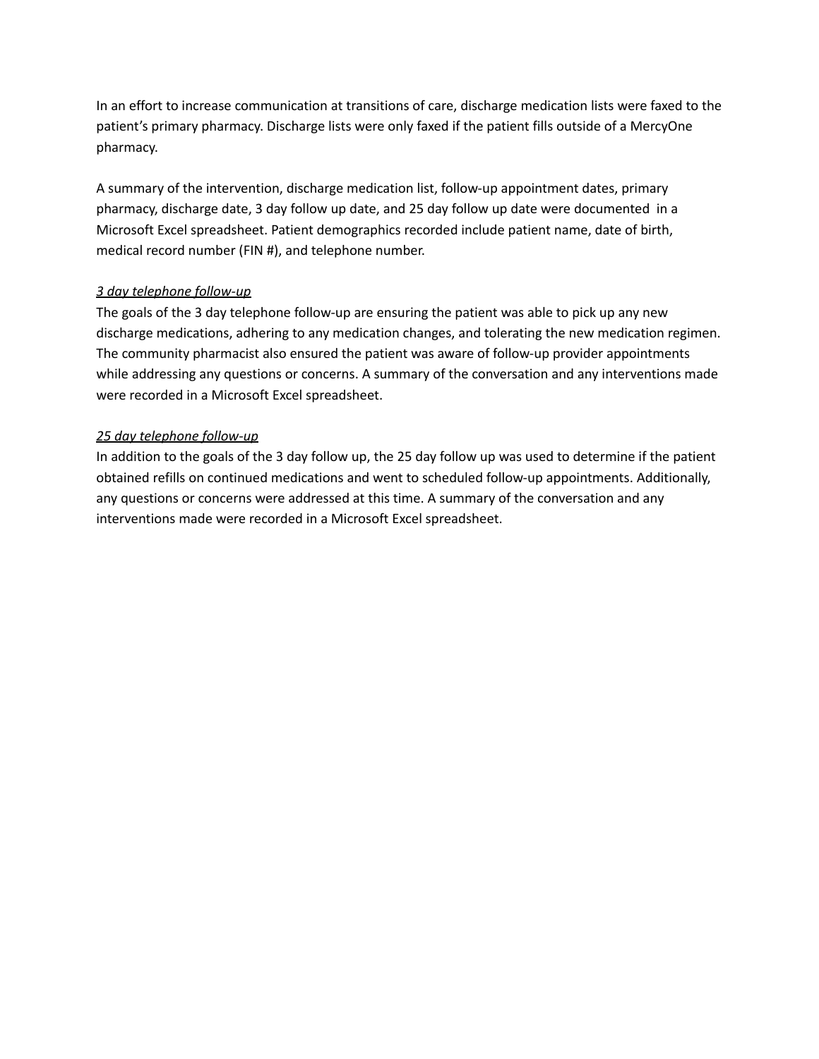In an effort to increase communication at transitions of care, discharge medication lists were faxed to the patient's primary pharmacy. Discharge lists were only faxed if the patient fills outside of a MercyOne pharmacy.

A summary of the intervention, discharge medication list, follow-up appointment dates, primary pharmacy, discharge date, 3 day follow up date, and 25 day follow up date were documented in a Microsoft Excel spreadsheet. Patient demographics recorded include patient name, date of birth, medical record number (FIN #), and telephone number.

*3 day telephone follow-up*

The goals of the 3 day telephone follow-up are ensuring the patient was able to pick up any new discharge medications, adhering to any medication changes, and tolerating the new medication regimen. The community pharmacist also ensured the patient was aware of follow-up provider appointments while addressing any questions or concerns. A summary of the conversation and any interventions made were recorded in a Microsoft Excel spreadsheet.

*25 day telephone follow-up*

In addition to the goals of the 3 day follow up, the 25 day follow up was used to determine if the patient obtained refills on continued medications and went to scheduled follow-up appointments. Additionally, any questions or concerns were addressed at this time. A summary of the conversation and any interventions made were recorded in a Microsoft Excel spreadsheet.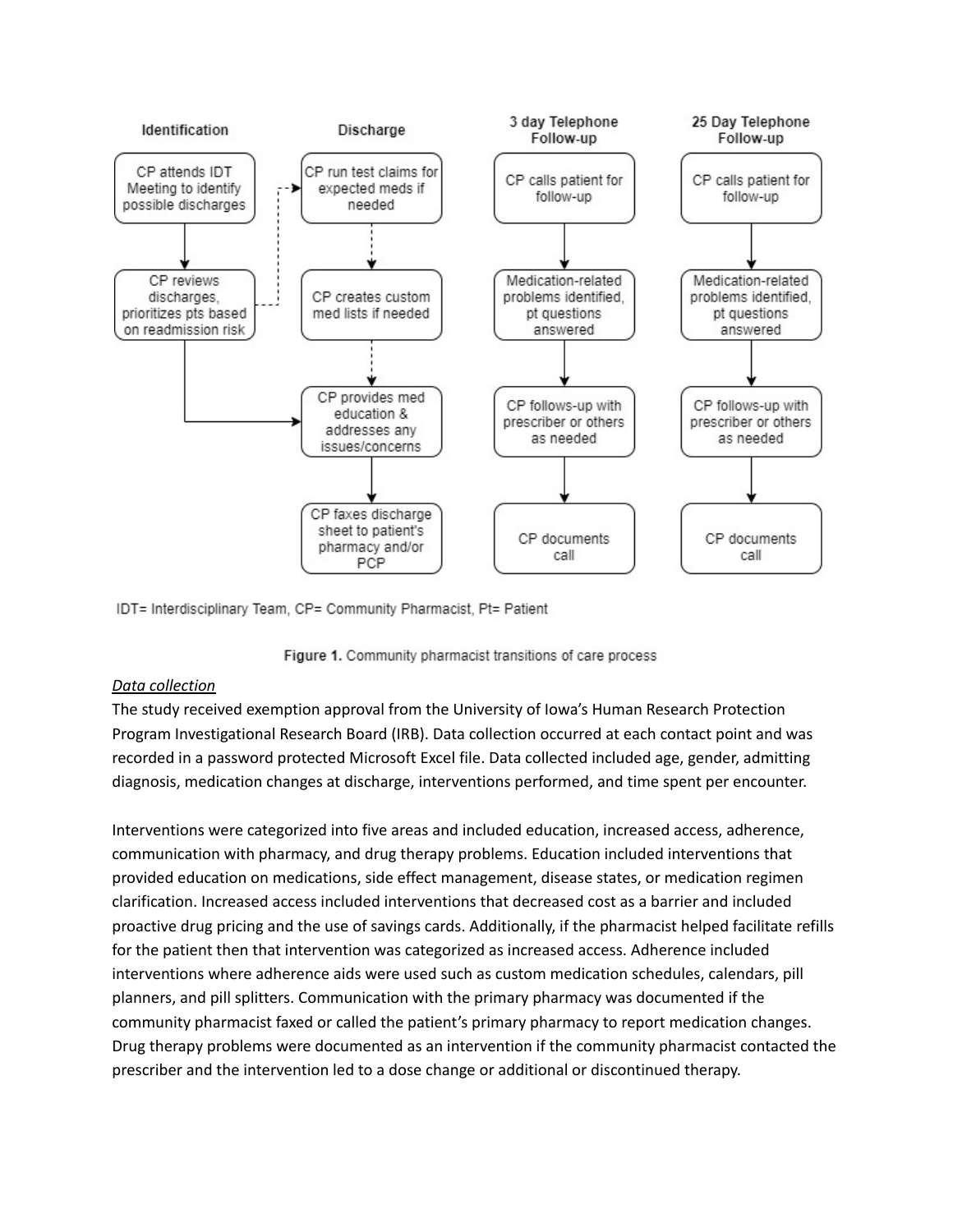| Identification | Discharge | 3 day Telephone Follow-up | 25 Day Telephone Follow-up |
|---|---|---|---|
| CP attends IDT Meeting to identify possible discharges | CP run test claims for expected meds if needed | CP calls patient for follow-up | CP calls patient for follow-up |
| CP reviews discharges, prioritizes pts based on readmission risk | CP creates custom med lists if needed | Medication-related problems identified, pt questions answered | Medication-related problems identified, pt questions answered |
| | CP provides med education & addresses any issues/concerns | CP follows-up with prescriber or others as needed | CP follows-up with prescriber or others as needed |
| | CP faxes discharge sheet to patient's pharmacy and/or PCP | CP documents call | CP documents call |

IDT= Interdisciplinary Team, CP= Community Pharmacist, Pt= Patient

**Figure 1.** Community pharmacist transitions of care process

*Data collection*

The study received exemption approval from the University of Iowa's Human Research Protection Program Investigational Research Board (IRB). Data collection occurred at each contact point and was recorded in a password protected Microsoft Excel file. Data collected included age, gender, admitting diagnosis, medication changes at discharge, interventions performed, and time spent per encounter.

Interventions were categorized into five areas and included education, increased access, adherence, communication with pharmacy, and drug therapy problems. Education included interventions that provided education on medications, side effect management, disease states, or medication regimen clarification. Increased access included interventions that decreased cost as a barrier and included proactive drug pricing and the use of savings cards. Additionally, if the pharmacist helped facilitate refills for the patient then that intervention was categorized as increased access. Adherence included interventions where adherence aids were used such as custom medication schedules, calendars, pill planners, and pill splitters. Communication with the primary pharmacy was documented if the community pharmacist faxed or called the patient's primary pharmacy to report medication changes. Drug therapy problems were documented as an intervention if the community pharmacist contacted the prescriber and the intervention led to a dose change or additional or discontinued therapy.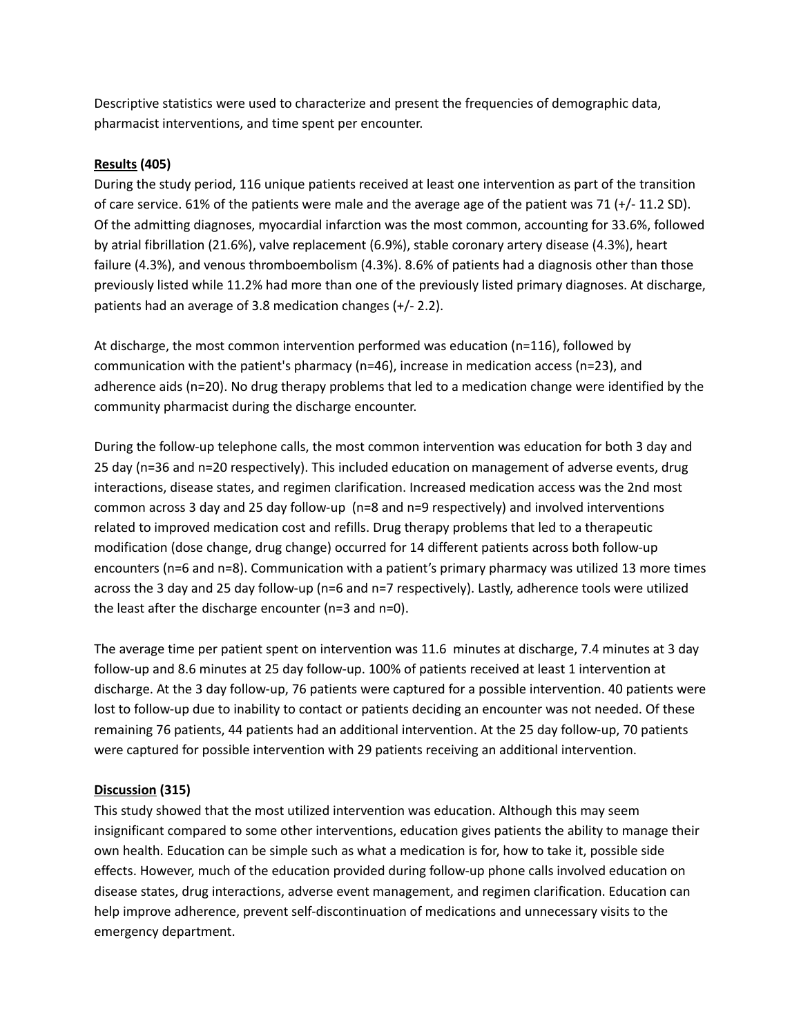Descriptive statistics were used to characterize and present the frequencies of demographic data, pharmacist interventions, and time spent per encounter.

**Results (405)**

During the study period, 116 unique patients received at least one intervention as part of the transition of care service. 61% of the patients were male and the average age of the patient was 71 (+/- 11.2 SD). Of the admitting diagnoses, myocardial infarction was the most common, accounting for 33.6%, followed by atrial fibrillation (21.6%), valve replacement (6.9%), stable coronary artery disease (4.3%), heart failure (4.3%), and venous thromboembolism (4.3%). 8.6% of patients had a diagnosis other than those previously listed while 11.2% had more than one of the previously listed primary diagnoses. At discharge, patients had an average of 3.8 medication changes (+/- 2.2).

At discharge, the most common intervention performed was education (n=116), followed by communication with the patient's pharmacy (n=46), increase in medication access (n=23), and adherence aids (n=20). No drug therapy problems that led to a medication change were identified by the community pharmacist during the discharge encounter.

During the follow-up telephone calls, the most common intervention was education for both 3 day and 25 day (n=36 and n=20 respectively). This included education on management of adverse events, drug interactions, disease states, and regimen clarification. Increased medication access was the 2nd most common across 3 day and 25 day follow-up (n=8 and n=9 respectively) and involved interventions related to improved medication cost and refills. Drug therapy problems that led to a therapeutic modification (dose change, drug change) occurred for 14 different patients across both follow-up encounters (n=6 and n=8). Communication with a patient's primary pharmacy was utilized 13 more times across the 3 day and 25 day follow-up (n=6 and n=7 respectively). Lastly, adherence tools were utilized the least after the discharge encounter (n=3 and n=0).

The average time per patient spent on intervention was 11.6 minutes at discharge, 7.4 minutes at 3 day follow-up and 8.6 minutes at 25 day follow-up. 100% of patients received at least 1 intervention at discharge. At the 3 day follow-up, 76 patients were captured for a possible intervention. 40 patients were lost to follow-up due to inability to contact or patients deciding an encounter was not needed. Of these remaining 76 patients, 44 patients had an additional intervention. At the 25 day follow-up, 70 patients were captured for possible intervention with 29 patients receiving an additional intervention.

**Discussion (315)**

This study showed that the most utilized intervention was education. Although this may seem insignificant compared to some other interventions, education gives patients the ability to manage their own health. Education can be simple such as what a medication is for, how to take it, possible side effects. However, much of the education provided during follow-up phone calls involved education on disease states, drug interactions, adverse event management, and regimen clarification. Education can help improve adherence, prevent self-discontinuation of medications and unnecessary visits to the emergency department.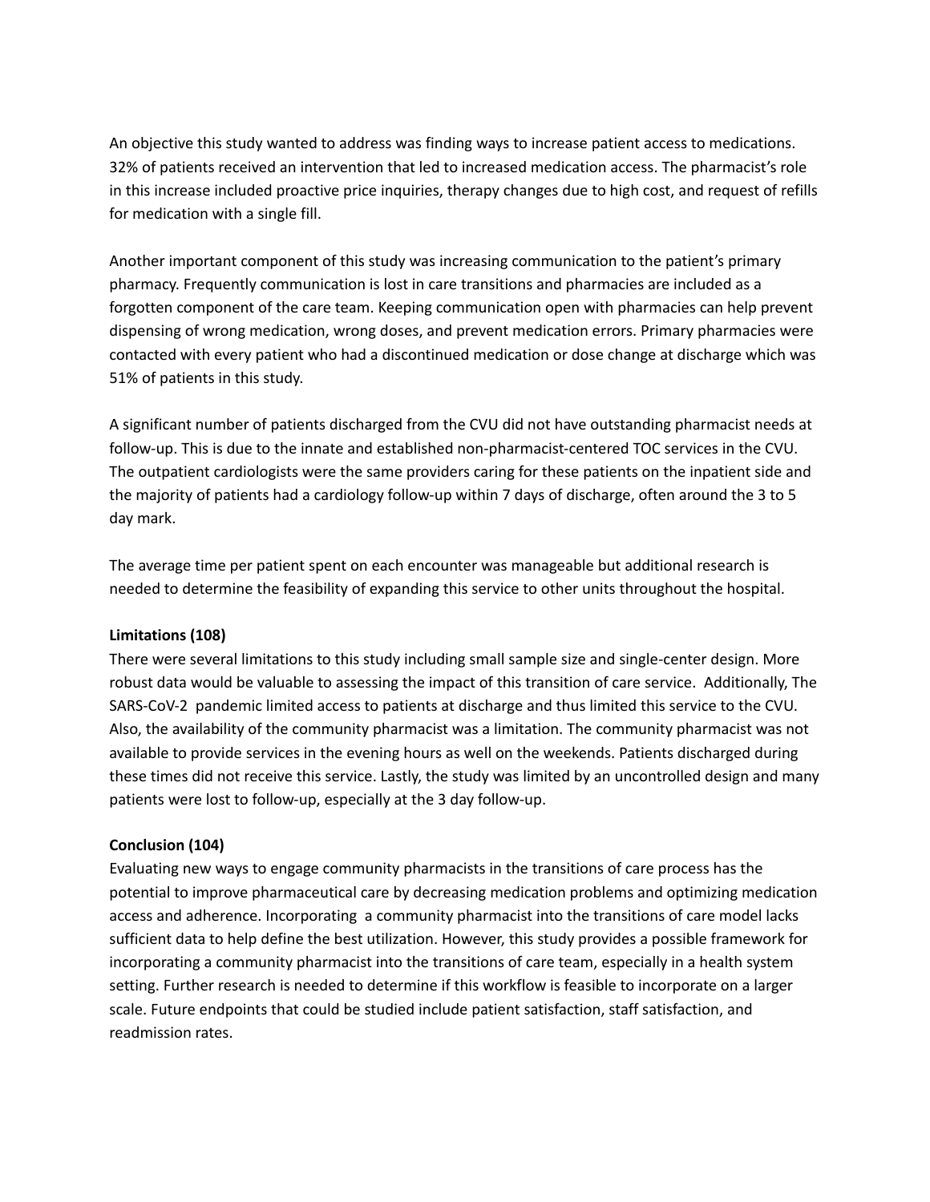An objective this study wanted to address was finding ways to increase patient access to medications. 32% of patients received an intervention that led to increased medication access. The pharmacist's role in this increase included proactive price inquiries, therapy changes due to high cost, and request of refills for medication with a single fill.

Another important component of this study was increasing communication to the patient's primary pharmacy. Frequently communication is lost in care transitions and pharmacies are included as a forgotten component of the care team. Keeping communication open with pharmacies can help prevent dispensing of wrong medication, wrong doses, and prevent medication errors. Primary pharmacies were contacted with every patient who had a discontinued medication or dose change at discharge which was 51% of patients in this study.

A significant number of patients discharged from the CVU did not have outstanding pharmacist needs at follow-up. This is due to the innate and established non-pharmacist-centered TOC services in the CVU. The outpatient cardiologists were the same providers caring for these patients on the inpatient side and the majority of patients had a cardiology follow-up within 7 days of discharge, often around the 3 to 5 day mark.

The average time per patient spent on each encounter was manageable but additional research is needed to determine the feasibility of expanding this service to other units throughout the hospital.

**Limitations (108)**

There were several limitations to this study including small sample size and single-center design. More robust data would be valuable to assessing the impact of this transition of care service. Additionally, The SARS-CoV-2 pandemic limited access to patients at discharge and thus limited this service to the CVU. Also, the availability of the community pharmacist was a limitation. The community pharmacist was not available to provide services in the evening hours as well on the weekends. Patients discharged during these times did not receive this service. Lastly, the study was limited by an uncontrolled design and many patients were lost to follow-up, especially at the 3 day follow-up.

**Conclusion (104)**

Evaluating new ways to engage community pharmacists in the transitions of care process has the potential to improve pharmaceutical care by decreasing medication problems and optimizing medication access and adherence. Incorporating a community pharmacist into the transitions of care model lacks sufficient data to help define the best utilization. However, this study provides a possible framework for incorporating a community pharmacist into the transitions of care team, especially in a health system setting. Further research is needed to determine if this workflow is feasible to incorporate on a larger scale. Future endpoints that could be studied include patient satisfaction, staff satisfaction, and readmission rates.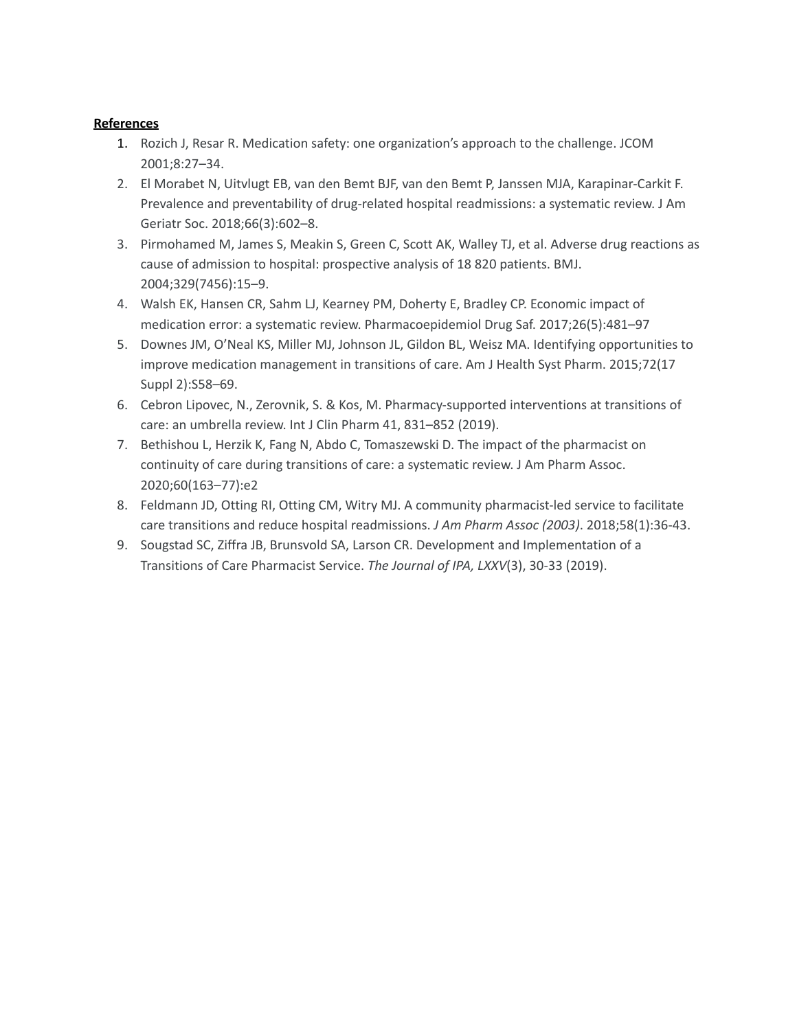**References**

1. Rozich J, Resar R. Medication safety: one organization's approach to the challenge. JCOM 2001;8:27–34.
2. El Morabet N, Uitvlugt EB, van den Bemt BJF, van den Bemt P, Janssen MJA, Karapinar-Carkit F. Prevalence and preventability of drug-related hospital readmissions: a systematic review. J Am Geriatr Soc. 2018;66(3):602–8.
3. Pirmohamed M, James S, Meakin S, Green C, Scott AK, Walley TJ, et al. Adverse drug reactions as cause of admission to hospital: prospective analysis of 18 820 patients. BMJ. 2004;329(7456):15–9.
4. Walsh EK, Hansen CR, Sahm LJ, Kearney PM, Doherty E, Bradley CP. Economic impact of medication error: a systematic review. Pharmacoepidemiol Drug Saf. 2017;26(5):481–97
5. Downes JM, O'Neal KS, Miller MJ, Johnson JL, Gildon BL, Weisz MA. Identifying opportunities to improve medication management in transitions of care. Am J Health Syst Pharm. 2015;72(17 Suppl 2):S58–69.
6. Cebron Lipovec, N., Zerovnik, S. & Kos, M. Pharmacy-supported interventions at transitions of care: an umbrella review. Int J Clin Pharm 41, 831–852 (2019).
7. Bethishou L, Herzik K, Fang N, Abdo C, Tomaszewski D. The impact of the pharmacist on continuity of care during transitions of care: a systematic review. J Am Pharm Assoc. 2020;60(163–77):e2
8. Feldmann JD, Otting RI, Otting CM, Witry MJ. A community pharmacist-led service to facilitate care transitions and reduce hospital readmissions. *J Am Pharm Assoc (2003)*. 2018;58(1):36-43.
9. Sougstad SC, Ziffra JB, Brunsvold SA, Larson CR. Development and Implementation of a Transitions of Care Pharmacist Service. *The Journal of IPA, LXXV*(3), 30-33 (2019).